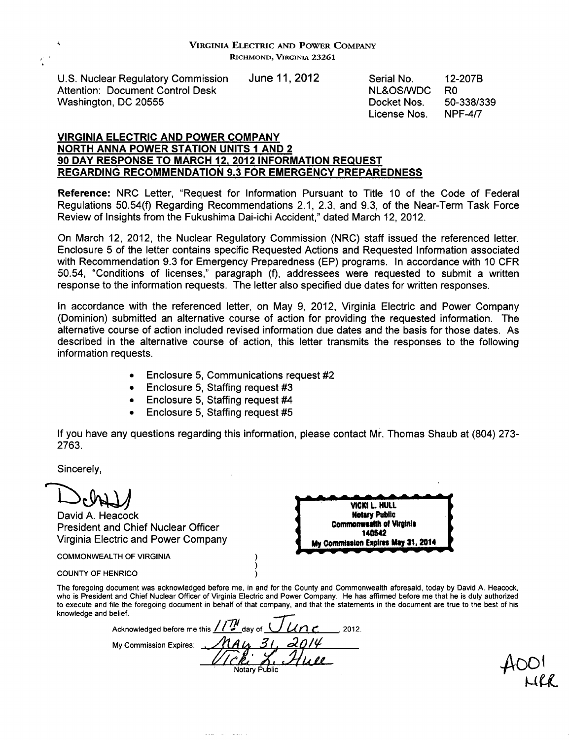VIRGINIA ELECTRIC AND POWER COMPANY
RICHMOND, VIRGINIA 23261

U.S. Nuclear Regulatory Commission
Attention: Document Control Desk
Washington, DC 20555

June 11, 2012

| | |
|---|---|
| Serial No. | 12-207B |
| NL&OS/WDC | R0 |
| Docket Nos. | 50-338/339 |
| License Nos. | NPF-4/7 |

**VIRGINIA ELECTRIC AND POWER COMPANY**
**NORTH ANNA POWER STATION UNITS 1 AND 2**
**90 DAY RESPONSE TO MARCH 12, 2012 INFORMATION REQUEST**
**REGARDING RECOMMENDATION 9.3 FOR EMERGENCY PREPAREDNESS**

**Reference:** NRC Letter, "Request for Information Pursuant to Title 10 of the Code of Federal Regulations 50.54(f) Regarding Recommendations 2.1, 2.3, and 9.3, of the Near-Term Task Force Review of Insights from the Fukushima Dai-ichi Accident," dated March 12, 2012.

On March 12, 2012, the Nuclear Regulatory Commission (NRC) staff issued the referenced letter. Enclosure 5 of the letter contains specific Requested Actions and Requested Information associated with Recommendation 9.3 for Emergency Preparedness (EP) programs. In accordance with 10 CFR 50.54, "Conditions of licenses," paragraph (f), addressees were requested to submit a written response to the information requests. The letter also specified due dates for written responses.

In accordance with the referenced letter, on May 9, 2012, Virginia Electric and Power Company (Dominion) submitted an alternative course of action for providing the requested information. The alternative course of action included revised information due dates and the basis for those dates. As described in the alternative course of action, this letter transmits the responses to the following information requests.

- Enclosure 5, Communications request #2
- Enclosure 5, Staffing request #3
- Enclosure 5, Staffing request #4
- Enclosure 5, Staffing request #5

If you have any questions regarding this information, please contact Mr. Thomas Shaub at (804) 273-2763.

Sincerely,

David A. Heacock
President and Chief Nuclear Officer
Virginia Electric and Power Company

VICKI L. HULL
Notary Public
Commonwealth of Virginia
140542
My Commission Expires May 31, 2014

COMMONWEALTH OF VIRGINIA )
)
COUNTY OF HENRICO )

The foregoing document was acknowledged before me, in and for the County and Commonwealth aforesaid, today by David A. Heacock, who is President and Chief Nuclear Officer of Virginia Electric and Power Company. He has affirmed before me that he is duly authorized to execute and file the foregoing document in behalf of that company, and that the statements in the document are true to the best of his knowledge and belief.

Acknowledged before me this 11th day of June, 2012.

My Commission Expires: May 31, 2014

Notary Public

A001
NRR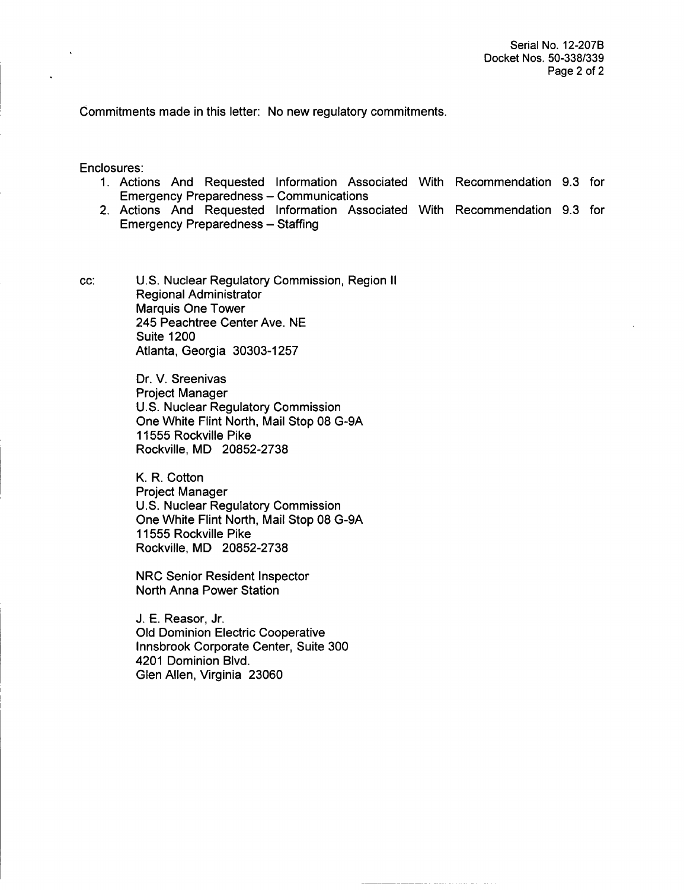Commitments made in this letter: No new regulatory commitments.

Enclosures:

1. Actions And Requested Information Associated With Recommendation 9.3 for Emergency Preparedness – Communications
2. Actions And Requested Information Associated With Recommendation 9.3 for Emergency Preparedness – Staffing

cc:

U.S. Nuclear Regulatory Commission, Region II
Regional Administrator
Marquis One Tower
245 Peachtree Center Ave. NE
Suite 1200
Atlanta, Georgia 30303-1257

Dr. V. Sreenivas
Project Manager
U.S. Nuclear Regulatory Commission
One White Flint North, Mail Stop 08 G-9A
11555 Rockville Pike
Rockville, MD 20852-2738

K. R. Cotton
Project Manager
U.S. Nuclear Regulatory Commission
One White Flint North, Mail Stop 08 G-9A
11555 Rockville Pike
Rockville, MD 20852-2738

NRC Senior Resident Inspector
North Anna Power Station

J. E. Reasor, Jr.
Old Dominion Electric Cooperative
Innsbrook Corporate Center, Suite 300
4201 Dominion Blvd.
Glen Allen, Virginia 23060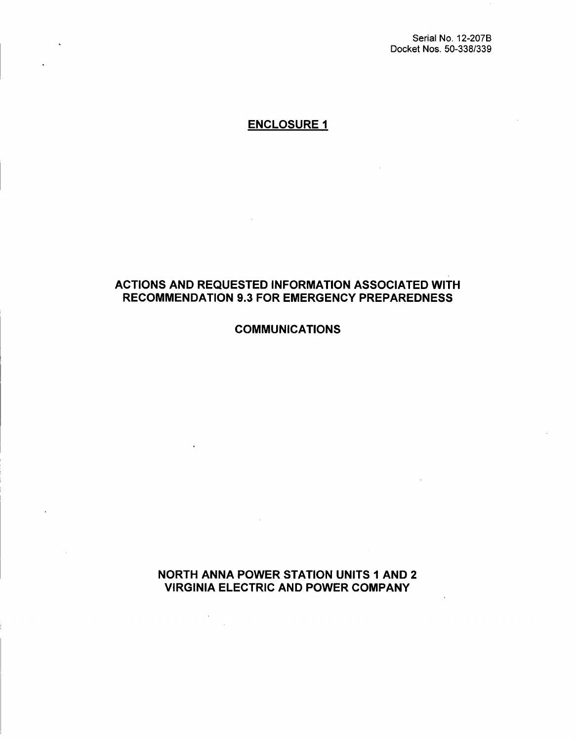Serial No. 12-207B
Docket Nos. 50-338/339

**ENCLOSURE 1**

## ACTIONS AND REQUESTED INFORMATION ASSOCIATED WITH RECOMMENDATION 9.3 FOR EMERGENCY PREPAREDNESS

## COMMUNICATIONS

## NORTH ANNA POWER STATION UNITS 1 AND 2
## VIRGINIA ELECTRIC AND POWER COMPANY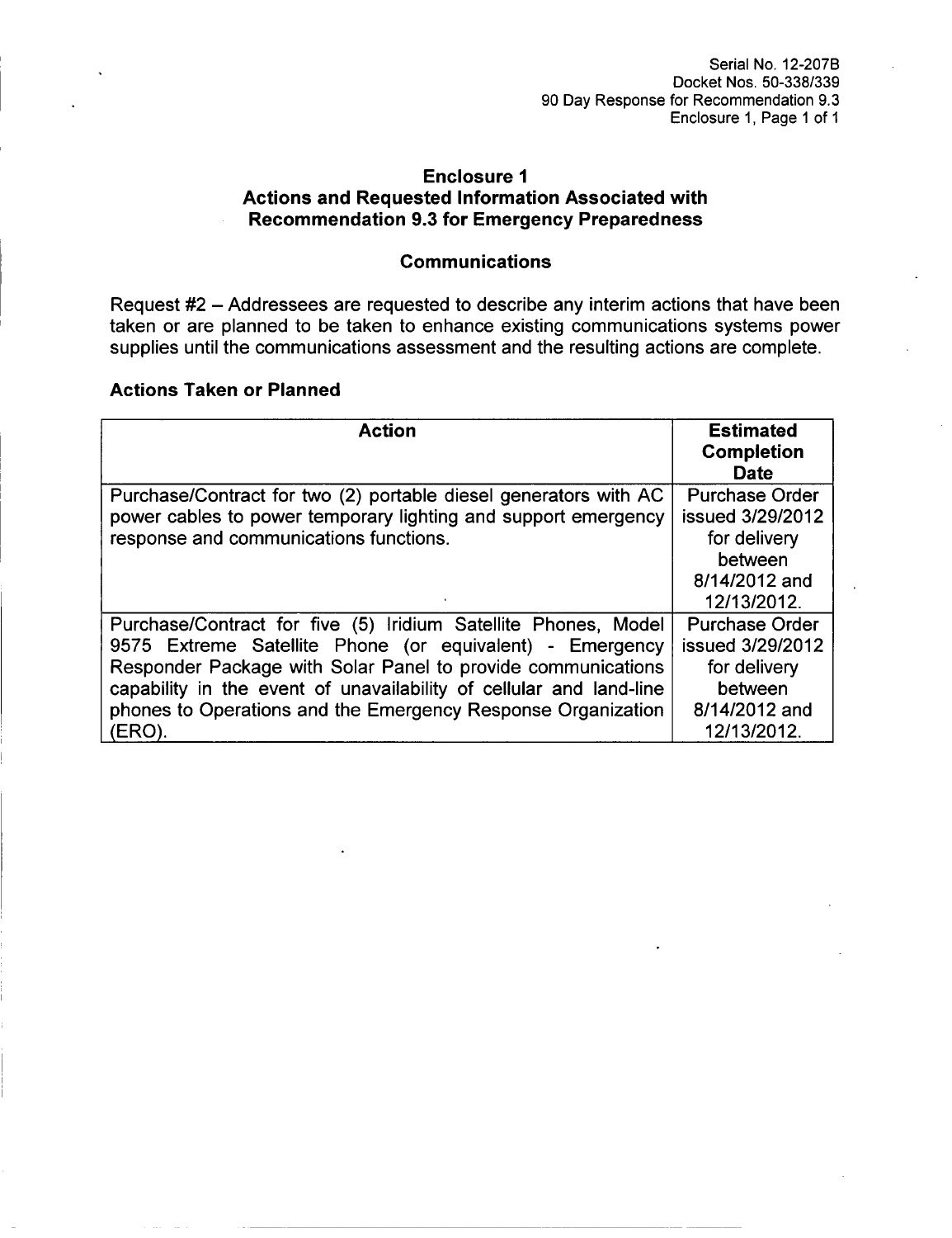# Enclosure 1
# Actions and Requested Information Associated with Recommendation 9.3 for Emergency Preparedness

## Communications

Request #2 – Addressees are requested to describe any interim actions that have been taken or are planned to be taken to enhance existing communications systems power supplies until the communications assessment and the resulting actions are complete.

### Actions Taken or Planned

| Action | Estimated Completion Date |
|---|---|
| Purchase/Contract for two (2) portable diesel generators with AC power cables to power temporary lighting and support emergency response and communications functions. | Purchase Order issued 3/29/2012 for delivery between 8/14/2012 and 12/13/2012. |
| Purchase/Contract for five (5) Iridium Satellite Phones, Model 9575 Extreme Satellite Phone (or equivalent) - Emergency Responder Package with Solar Panel to provide communications capability in the event of unavailability of cellular and land-line phones to Operations and the Emergency Response Organization (ERO). | Purchase Order issued 3/29/2012 for delivery between 8/14/2012 and 12/13/2012. |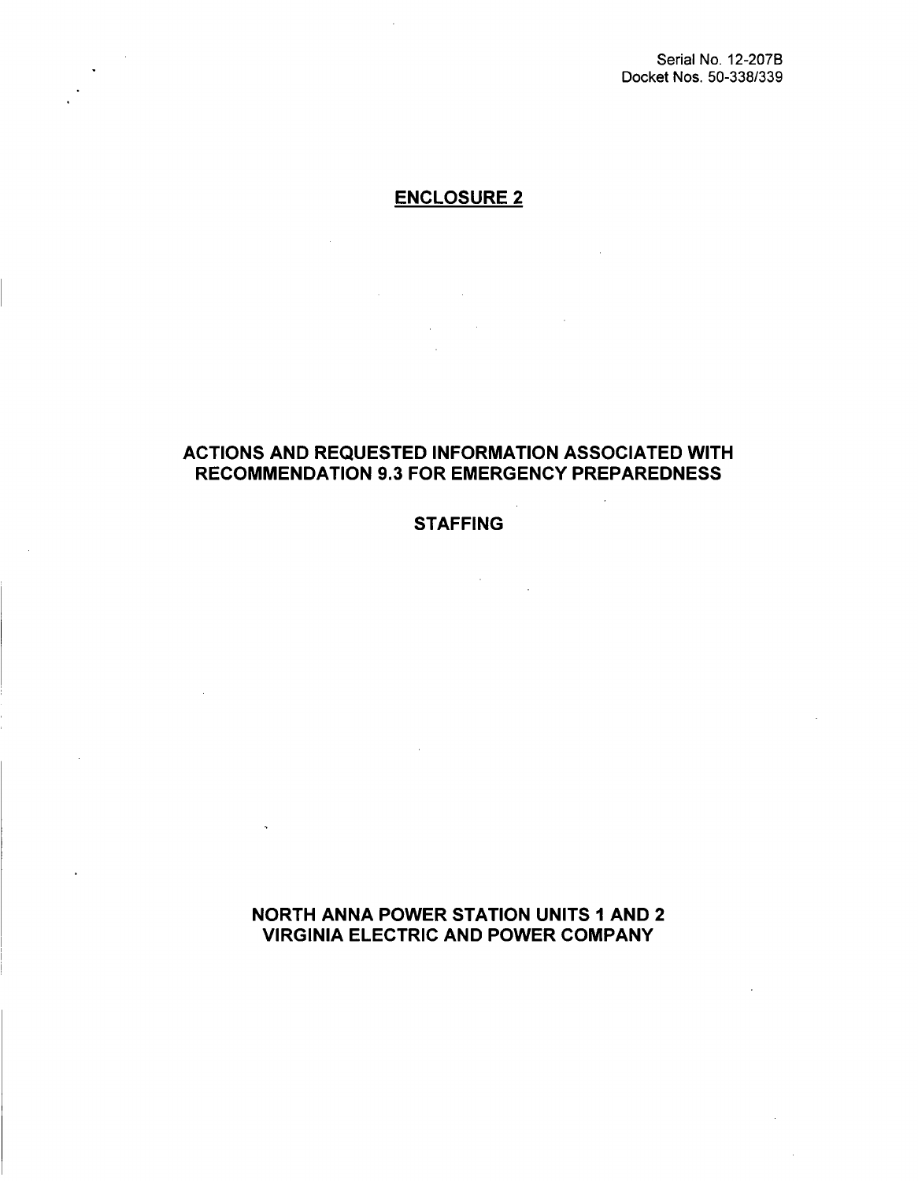Serial No. 12-207B
Docket Nos. 50-338/339

## ENCLOSURE 2

# ACTIONS AND REQUESTED INFORMATION ASSOCIATED WITH RECOMMENDATION 9.3 FOR EMERGENCY PREPAREDNESS

## STAFFING

## NORTH ANNA POWER STATION UNITS 1 AND 2
## VIRGINIA ELECTRIC AND POWER COMPANY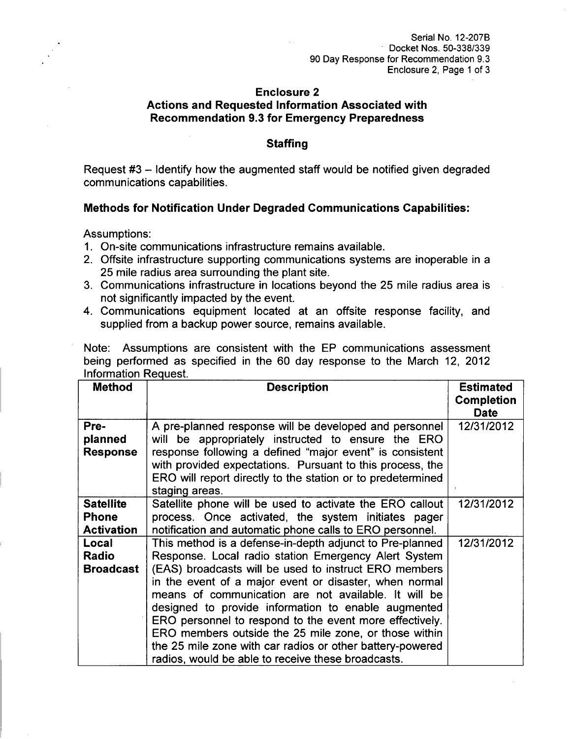## Enclosure 2

## Actions and Requested Information Associated with Recommendation 9.3 for Emergency Preparedness

### Staffing

Request #3 – Identify how the augmented staff would be notified given degraded communications capabilities.

### Methods for Notification Under Degraded Communications Capabilities:

Assumptions:

1. On-site communications infrastructure remains available.
2. Offsite infrastructure supporting communications systems are inoperable in a 25 mile radius area surrounding the plant site.
3. Communications infrastructure in locations beyond the 25 mile radius area is not significantly impacted by the event.
4. Communications equipment located at an offsite response facility, and supplied from a backup power source, remains available.

Note: Assumptions are consistent with the EP communications assessment being performed as specified in the 60 day response to the March 12, 2012 Information Request.

| Method | Description | Estimated Completion Date |
|---|---|---|
| **Pre-planned Response** | A pre-planned response will be developed and personnel will be appropriately instructed to ensure the ERO response following a defined "major event" is consistent with provided expectations. Pursuant to this process, the ERO will report directly to the station or to predetermined staging areas. | 12/31/2012 |
| **Satellite Phone Activation** | Satellite phone will be used to activate the ERO callout process. Once activated, the system initiates pager notification and automatic phone calls to ERO personnel. | 12/31/2012 |
| **Local Radio Broadcast** | This method is a defense-in-depth adjunct to Pre-planned Response. Local radio station Emergency Alert System (EAS) broadcasts will be used to instruct ERO members in the event of a major event or disaster, when normal means of communication are not available. It will be designed to provide information to enable augmented ERO personnel to respond to the event more effectively. ERO members outside the 25 mile zone, or those within the 25 mile zone with car radios or other battery-powered radios, would be able to receive these broadcasts. | 12/31/2012 |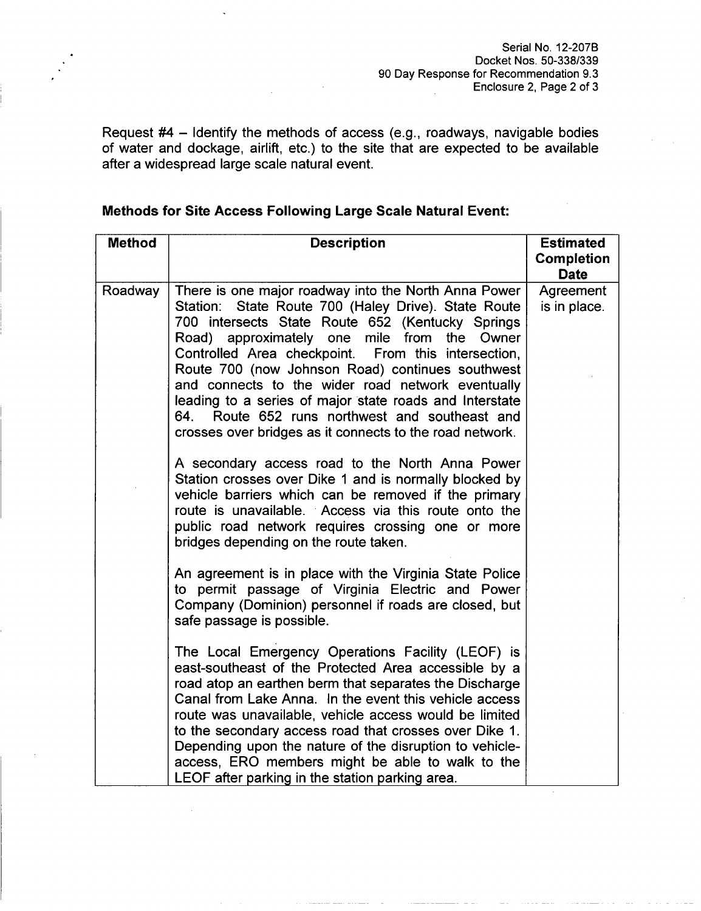Request #4 – Identify the methods of access (e.g., roadways, navigable bodies of water and dockage, airlift, etc.) to the site that are expected to be available after a widespread large scale natural event.

**Methods for Site Access Following Large Scale Natural Event:**

| Method | Description | Estimated Completion Date |
|---|---|---|
| Roadway | There is one major roadway into the North Anna Power Station: State Route 700 (Haley Drive). State Route 700 intersects State Route 652 (Kentucky Springs Road) approximately one mile from the Owner Controlled Area checkpoint. From this intersection, Route 700 (now Johnson Road) continues southwest and connects to the wider road network eventually leading to a series of major state roads and Interstate 64. Route 652 runs northwest and southeast and crosses over bridges as it connects to the road network.<br><br>A secondary access road to the North Anna Power Station crosses over Dike 1 and is normally blocked by vehicle barriers which can be removed if the primary route is unavailable. Access via this route onto the public road network requires crossing one or more bridges depending on the route taken.<br><br>An agreement is in place with the Virginia State Police to permit passage of Virginia Electric and Power Company (Dominion) personnel if roads are closed, but safe passage is possible.<br><br>The Local Emergency Operations Facility (LEOF) is east-southeast of the Protected Area accessible by a road atop an earthen berm that separates the Discharge Canal from Lake Anna. In the event this vehicle access route was unavailable, vehicle access would be limited to the secondary access road that crosses over Dike 1. Depending upon the nature of the disruption to vehicle-access, ERO members might be able to walk to the LEOF after parking in the station parking area. | Agreement is in place. |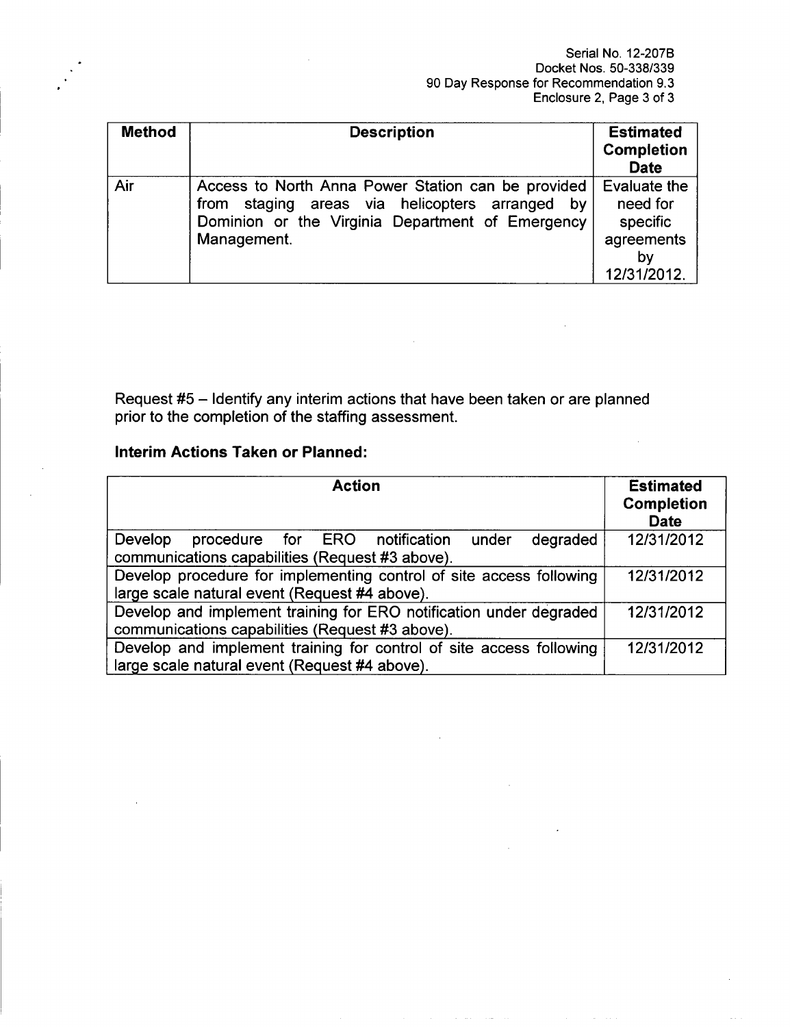| Method | Description | Estimated Completion Date |
| --- | --- | --- |
| Air | Access to North Anna Power Station can be provided from staging areas via helicopters arranged by Dominion or the Virginia Department of Emergency Management. | Evaluate the need for specific agreements by 12/31/2012. |

Request #5 – Identify any interim actions that have been taken or are planned prior to the completion of the staffing assessment.

**Interim Actions Taken or Planned:**

| Action | Estimated Completion Date |
| --- | --- |
| Develop procedure for ERO notification under degraded communications capabilities (Request #3 above). | 12/31/2012 |
| Develop procedure for implementing control of site access following large scale natural event (Request #4 above). | 12/31/2012 |
| Develop and implement training for ERO notification under degraded communications capabilities (Request #3 above). | 12/31/2012 |
| Develop and implement training for control of site access following large scale natural event (Request #4 above). | 12/31/2012 |